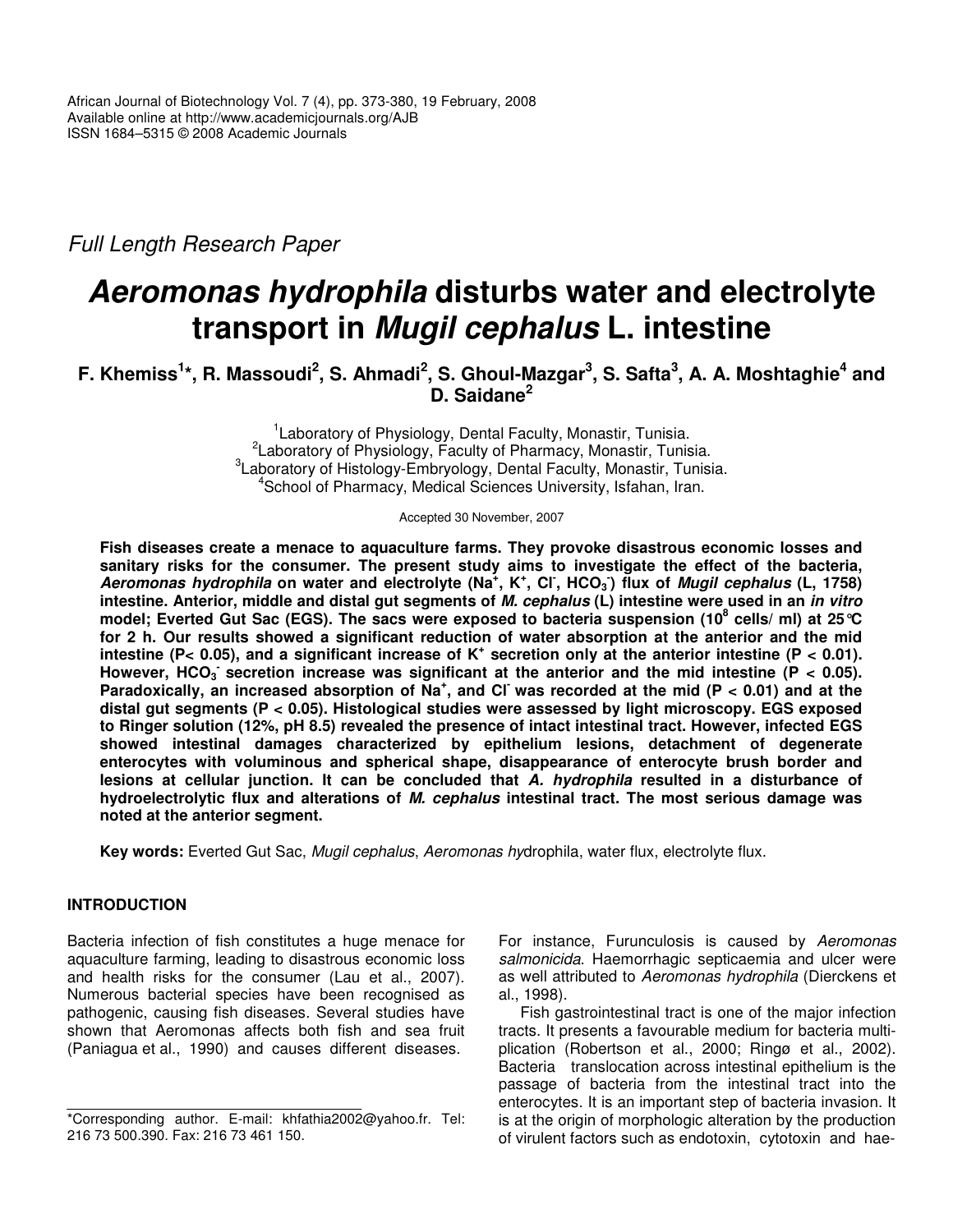African Journal of Biotechnology Vol. 7 (4), pp. 373-380, 19 February, 2008
Available online at http://www.academicjournals.org/AJB
ISSN 1684–5315 © 2008 Academic Journals

*Full Length Research Paper*

# *Aeromonas hydrophila* disturbs water and electrolyte transport in *Mugil cephalus* L. intestine

**F. Khemiss[1]*, R. Massoudi[2], S. Ahmadi[2], S. Ghoul-Mazgar[3], S. Safta[3], A. A. Moshtaghie[4] and D. Saidane[2]**

[1]Laboratory of Physiology, Dental Faculty, Monastir, Tunisia.
[2]Laboratory of Physiology, Faculty of Pharmacy, Monastir, Tunisia.
[3]Laboratory of Histology-Embryology, Dental Faculty, Monastir, Tunisia.
[4]School of Pharmacy, Medical Sciences University, Isfahan, Iran.

Accepted 30 November, 2007

**Fish diseases create a menace to aquaculture farms. They provoke disastrous economic losses and sanitary risks for the consumer. The present study aims to investigate the effect of the bacteria, *Aeromonas hydrophila* on water and electrolyte ($Na^+$, $K^+$, $Cl^-$, $HCO_3^-$) flux of *Mugil cephalus* (L, 1758) intestine. Anterior, middle and distal gut segments of *M. cephalus* (L) intestine were used in an *in vitro* model; Everted Gut Sac (EGS). The sacs were exposed to bacteria suspension ($10^8$ cells/ ml) at 25°C for 2 h. Our results showed a significant reduction of water absorption at the anterior and the mid intestine ($P < 0.05$), and a significant increase of $K^+$ secretion only at the anterior intestine ($P < 0.01$). However, $HCO_3^-$ secretion increase was significant at the anterior and the mid intestine ($P < 0.05$). Paradoxically, an increased absorption of $Na^+$, and $Cl^-$ was recorded at the mid ($P < 0.01$) and at the distal gut segments ($P < 0.05$). Histological studies were assessed by light microscopy. EGS exposed to Ringer solution (12%, pH 8.5) revealed the presence of intact intestinal tract. However, infected EGS showed intestinal damages characterized by epithelium lesions, detachment of degenerate enterocytes with voluminous and spherical shape, disappearance of enterocyte brush border and lesions at cellular junction. It can be concluded that *A. hydrophila* resulted in a disturbance of hydroelectrolytic flux and alterations of *M. cephalus* intestinal tract. The most serious damage was noted at the anterior segment.**

**Key words:** Everted Gut Sac, *Mugil cephalus*, *Aeromonas hy*drophila, water flux, electrolyte flux.

## INTRODUCTION

Bacteria infection of fish constitutes a huge menace for aquaculture farming, leading to disastrous economic loss and health risks for the consumer (Lau et al., 2007). Numerous bacterial species have been recognised as pathogenic, causing fish diseases. Several studies have shown that Aeromonas affects both fish and sea fruit (Paniagua et al., 1990) and causes different diseases. For instance, Furunculosis is caused by *Aeromonas salmonicida*. Haemorrhagic septicaemia and ulcer were as well attributed to *Aeromonas hydrophila* (Dierckens et al., 1998).

Fish gastrointestinal tract is one of the major infection tracts. It presents a favourable medium for bacteria multiplication (Robertson et al., 2000; Ringø et al., 2002). Bacteria translocation across intestinal epithelium into the passage of bacteria from the intestinal tract into the enterocytes. It is an important step of bacteria invasion. It is at the origin of morphologic alteration by the production of virulent factors such as endotoxin, cytotoxin and hae-

*Corresponding author. E-mail: khfathia2002@yahoo.fr. Tel: 216 73 500.390. Fax: 216 73 461 150.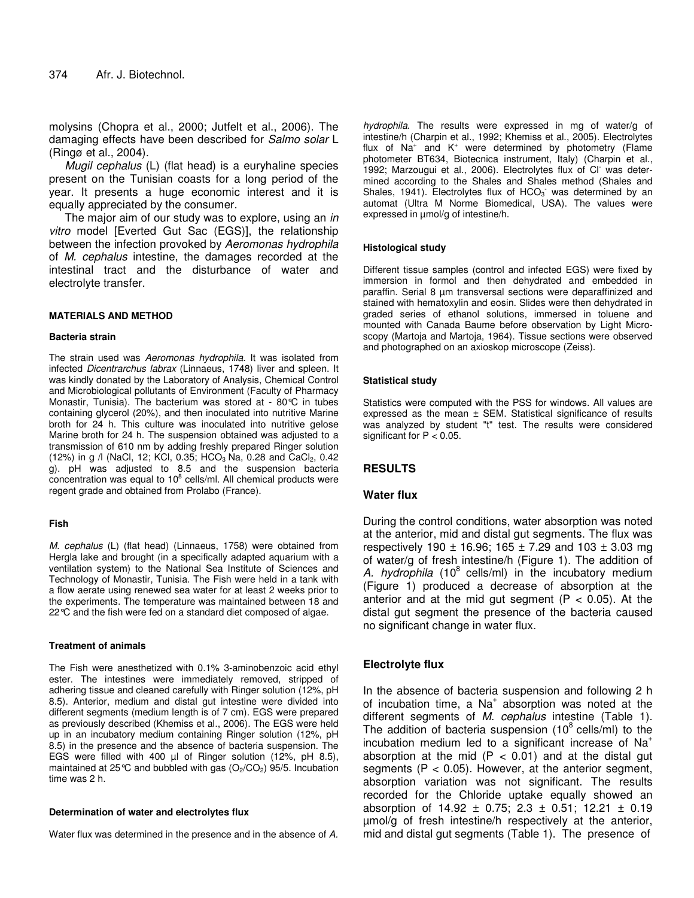molysins (Chopra et al., 2000; Jutfelt et al., 2006). The damaging effects have been described for *Salmo solar* L (Ringø et al., 2004).

*Mugil cephalus* (L) (flat head) is a euryhaline species present on the Tunisian coasts for a long period of the year. It presents a huge economic interest and it is equally appreciated by the consumer.

The major aim of our study was to explore, using an *in vitro* model [Everted Gut Sac (EGS)], the relationship between the infection provoked by *Aeromonas hydrophila* of *M. cephalus* intestine, the damages recorded at the intestinal tract and the disturbance of water and electrolyte transfer.

## MATERIALS AND METHOD

### Bacteria strain

The strain used was *Aeromonas hydrophila*. It was isolated from infected *Dicentrarchus labrax* (Linnaeus, 1748) liver and spleen. It was kindly donated by the Laboratory of Analysis, Chemical Control and Microbiological pollutants of Environment (Faculty of Pharmacy Monastir, Tunisia). The bacterium was stored at - 80°C in tubes containing glycerol (20%), and then inoculated into nutritive Marine broth for 24 h. This culture was inoculated into nutritive gelose Marine broth for 24 h. The suspension obtained was adjusted to a transmission of 610 nm by adding freshly prepared Ringer solution (12%) in g /l (NaCl, 12; KCl, 0.35; $HCO_3$ Na, 0.28 and $CaCl_2$, 0.42 g). pH was adjusted to 8.5 and the suspension bacteria concentration was equal to $10^8$ cells/ml. All chemical products were regent grade and obtained from Prolabo (France).

### Fish

*M. cephalus* (L) (flat head) (Linnaeus, 1758) were obtained from Hergla lake and brought (in a specifically adapted aquarium with a ventilation system) to the National Sea Institute of Sciences and Technology of Monastir, Tunisia. The Fish were held in a tank with a flow aerate using renewed sea water for at least 2 weeks prior to the experiments. The temperature was maintained between 18 and 22°C and the fish were fed on a standard diet composed of algae.

### Treatment of animals

The Fish were anesthetized with 0.1% 3-aminobenzoic acid ethyl ester. The intestines were immediately removed, stripped of adhering tissue and cleaned carefully with Ringer solution (12%, pH 8.5). Anterior, medium and distal gut intestine were divided into different segments (medium length is of 7 cm). EGS were prepared as previously described (Khemiss et al., 2006). The EGS were held up in an incubatory medium containing Ringer solution (12%, pH 8.5) in the presence and the absence of bacteria suspension. The EGS were filled with 400 µl of Ringer solution (12%, pH 8.5), maintained at 25°C and bubbled with gas ($O_2$/$CO_2$) 95/5. Incubation time was 2 h.

### Determination of water and electrolytes flux

Water flux was determined in the presence and in the absence of *A. hydrophila*. The results were expressed in mg of water/g of intestine/h (Charpin et al., 1992; Khemiss et al., 2005). Electrolytes flux of $Na^+$ and $K^+$ were determined by photometry (Flame photometer BT634, Biotecnica instrument, Italy) (Charpin et al., 1992; Marzougui et al., 2006). Electrolytes flux of $Cl^-$ was determined according to the Shales and Shales method (Shales and Shales, 1941). Electrolytes flux of $HCO_3^-$ was determined by an automat (Ultra M Norme Biomedical, USA). The values were expressed in µmol/g of intestine/h.

### Histological study

Different tissue samples (control and infected EGS) were fixed by immersion in formol and then dehydrated and embedded in paraffin. Serial 8 µm transversal sections were deparaffinized and stained with hematoxylin and eosin. Slides were then dehydrated in graded series of ethanol solutions, immersed in toluene and mounted with Canada Baume before observation by Light Microscopy (Martoja and Martoja, 1964). Tissue sections were observed and photographed on an axioskop microscope (Zeiss).

### Statistical study

Statistics were computed with the PSS for windows. All values are expressed as the mean ± SEM. Statistical significance of results was analyzed by student "t" test. The results were considered significant for $P < 0.05$.

## RESULTS

### Water flux

During the control conditions, water absorption was noted at the anterior, mid and distal gut segments. The flux was respectively 190 ± 16.96; 165 ± 7.29 and 103 ± 3.03 mg of water/g of fresh intestine/h (Figure 1). The addition of *A. hydrophila* ($10^8$ cells/ml) in the incubatory medium (Figure 1) produced a decrease of absorption at the anterior and at the mid gut segment ($P < 0.05$). At the distal gut segment the presence of the bacteria caused no significant change in water flux.

### Electrolyte flux

In the absence of bacteria suspension and following 2 h of incubation time, a $Na^+$ absorption was noted at the different segments of *M. cephalus* intestine (Table 1). The addition of bacteria suspension ($10^8$ cells/ml) to the incubation medium led to a significant increase of $Na^+$ absorption at the mid ($P < 0.01$) and at the distal gut segments ($P < 0.05$). However, at the anterior segment, absorption variation was not significant. The results recorded for the Chloride uptake equally showed an absorption of 14.92 ± 0.75; 2.3 ± 0.51; 12.21 ± 0.19 µmol/g of fresh intestine/h respectively at the anterior, mid and distal gut segments (Table 1). The presence of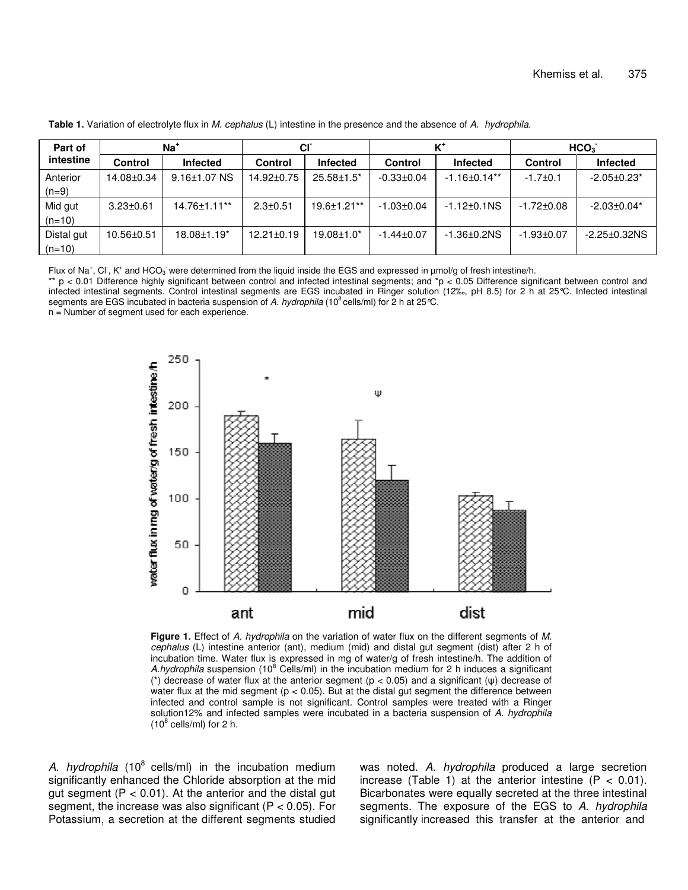**Table 1.** Variation of electrolyte flux in *M. cephalus* (L) intestine in the presence and the absence of *A. hydrophila.*

| Part of intestine | $Na^+$ | | $Cl^-$ | | $K^+$ | | $HCO_3^-$ | |
|---|---|---|---|---|---|---|---|---|
| | Control | Infected | Control | Infected | Control | Infected | Control | Infected |
| Anterior (n=9) | 14.08±0.34 | 9.16±1.07 NS | 14.92±0.75 | 25.58±1.5* | -0.33±0.04 | -1.16±0.14** | -1.7±0.1 | -2.05±0.23* |
| Mid gut (n=10) | 3.23±0.61 | 14.76±1.11** | 2.3±0.51 | 19.6±1.21** | -1.03±0.04 | -1.12±0.1NS | -1.72±0.08 | -2.03±0.04* |
| Distal gut (n=10) | 10.56±0.51 | 18.08±1.19* | 12.21±0.19 | 19.08±1.0* | -1.44±0.07 | -1.36±0.2NS | -1.93±0.07 | -2.25±0.32NS |

Flux of $Na^+$, $Cl^-$, $K^+$ and $HCO_3^-$ were determined from the liquid inside the EGS and expressed in µmol/g of fresh intestine/h.

** $p < 0.01$ Difference highly significant between control and infected intestinal segments; and *$p < 0.05$ Difference significant between control and infected intestinal segments. Control intestinal segments are EGS incubated in Ringer solution (12‰, pH 8.5) for 2 h at 25°C. Infected intestinal segments are EGS incubated in bacteria suspension of *A. hydrophila* ($10^8$ cells/ml) for 2 h at 25°C.

n = Number of segment used for each experience.

**Figure 1.** Effect of *A. hydrophila* on the variation of water flux on the different segments of *M. cephalus* (L) intestine anterior (ant), medium (mid) and distal gut segment (dist) after 2 h of incubation time. Water flux is expressed in mg of water/g of fresh intestine/h. The addition of *A.hydrophila* suspension ($10^8$ Cells/ml) in the incubation medium for 2 h induces a significant (*) decrease of water flux at the anterior segment ($p < 0.05$) and a significant (ψ) decrease of water flux at the mid segment ($p < 0.05$). But at the distal gut segment the difference between infected and control sample is not significant. Control samples were treated with a Ringer solution12% and infected samples were incubated in a bacteria suspension of *A. hydrophila* ($10^8$ cells/ml) for 2 h.

*A. hydrophila* ($10^8$ cells/ml) in the incubation medium significantly enhanced the Chloride absorption at the mid gut segment ($P < 0.01$). At the anterior and the distal gut segment, the increase was also significant ($P < 0.05$). For Potassium, a secretion at the different segments studied was noted. *A. hydrophila* produced a large secretion increase (Table 1) at the anterior intestine ($P < 0.01$). Bicarbonates were equally secreted at the three intestinal segments. The exposure of the EGS to *A. hydrophila* significantly increased this transfer at the anterior and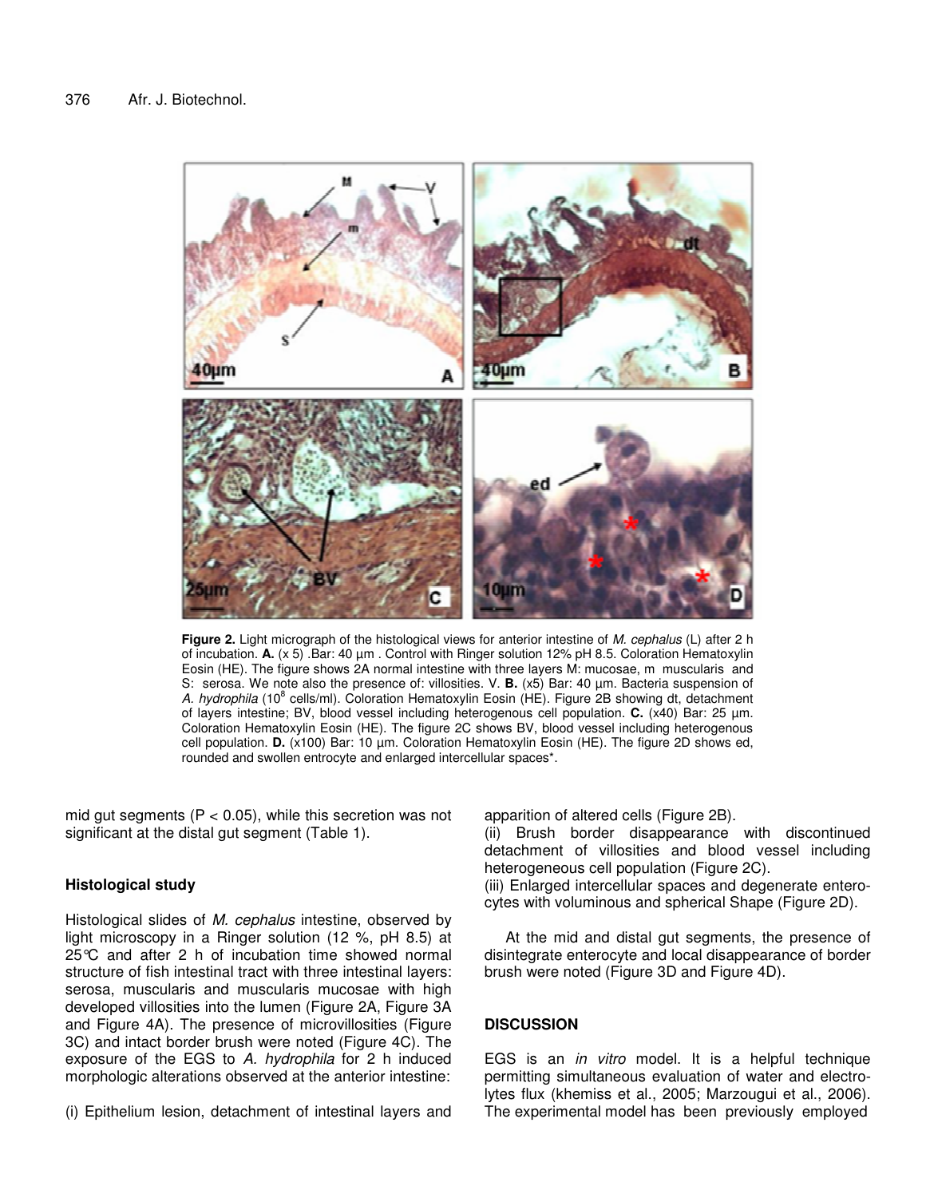**Figure 2.** Light micrograph of the histological views for anterior intestine of *M. cephalus* (L) after 2 h of incubation. **A.** (x 5) .Bar: 40 µm . Control with Ringer solution 12% pH 8.5. Coloration Hematoxylin Eosin (HE). The figure shows 2A normal intestine with three layers M: mucosae, m muscularis and S: serosa. We note also the presence of: villosities. V. **B.** (x5) Bar: 40 µm. Bacteria suspension of *A. hydrophila* ($10^8$ cells/ml). Coloration Hematoxylin Eosin (HE). Figure 2B showing dt, detachment of layers intestine; BV, blood vessel including heterogenous cell population. **C.** (x40) Bar: 25 µm. Coloration Hematoxylin Eosin (HE). The figure 2C shows BV, blood vessel including heterogenous cell population. **D.** (x100) Bar: 10 µm. Coloration Hematoxylin Eosin (HE). The figure 2D shows ed, rounded and swollen entrocyte and enlarged intercellular spaces*.

mid gut segments ($P < 0.05$), while this secretion was not significant at the distal gut segment (Table 1).

### Histological study

Histological slides of *M. cephalus* intestine, observed by light microscopy in a Ringer solution (12 %, pH 8.5) at 25°C and after 2 h of incubation time showed normal structure of fish intestinal tract with three intestinal layers: serosa, muscularis and muscularis mucosae with high developed villosities into the lumen (Figure 2A, Figure 3A and Figure 4A). The presence of microvillosities (Figure 3C) and intact border brush were noted (Figure 4C). The exposure of the EGS to *A. hydrophila* for 2 h induced morphologic alterations observed at the anterior intestine:

(i) Epithelium lesion, detachment of intestinal layers and apparition of altered cells (Figure 2B).
(ii) Brush border disappearance with discontinued detachment of villosities and blood vessel including heterogeneous cell population (Figure 2C).
(iii) Enlarged intercellular spaces and degenerate enterocytes with voluminous and spherical Shape (Figure 2D).

At the mid and distal gut segments, the presence of disintegrate enterocyte and local disappearance of border brush were noted (Figure 3D and Figure 4D).

## DISCUSSION

EGS is an *in vitro* model. It is a helpful technique permitting simultaneous evaluation of water and electrolytes flux (khemiss et al., 2005; Marzougui et al., 2006). The experimental model has been previously employed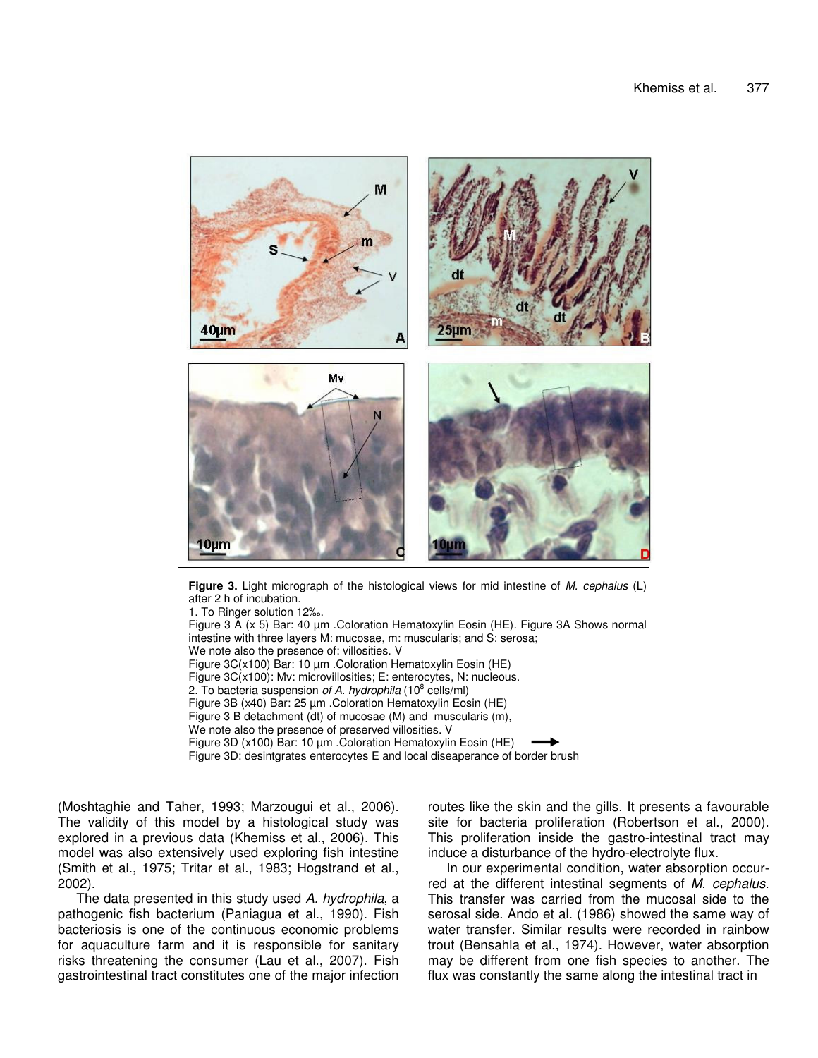**Figure 3.** Light micrograph of the histological views for mid intestine of *M. cephalus* (L) after 2 h of incubation.
1. To Ringer solution 12‰.
Figure 3 A (x 5) Bar: 40 µm .Coloration Hematoxylin Eosin (HE). Figure 3A Shows normal intestine with three layers M: mucosae, m: muscularis; and S: serosa;
We note also the presence of: villosities. V
Figure 3C(x100) Bar: 10 µm .Coloration Hematoxylin Eosin (HE)
Figure 3C(x100): Mv: microvillosities; E: enterocytes, N: nucleous.
2. To bacteria suspension *of A. hydrophila* ($10^8$ cells/ml)
Figure 3B (x40) Bar: 25 µm .Coloration Hematoxylin Eosin (HE)
Figure 3 B detachment (dt) of mucosae (M) and muscularis (m),
We note also the presence of preserved villosities. V
Figure 3D (x100) Bar: 10 µm .Coloration Hematoxylin Eosin (HE) ⟶
Figure 3D: desintgrates enterocytes E and local diseaperance of border brush

(Moshtaghie and Taher, 1993; Marzougui et al., 2006). The validity of this model by a histological study was explored in a previous data (Khemiss et al., 2006). This model was also extensively used exploring fish intestine (Smith et al., 1975; Tritar et al., 1983; Hogstrand et al., 2002).

The data presented in this study used *A. hydrophila*, a pathogenic fish bacterium (Paniagua et al., 1990). Fish bacteriosis is one of the continuous economic problems for aquaculture farm and it is responsible for sanitary risks threatening the consumer (Lau et al., 2007). Fish gastrointestinal tract constitutes one of the major infection routes like the skin and the gills. It presents a favourable site for bacteria proliferation (Robertson et al., 2000). This proliferation inside the gastro-intestinal tract may induce a disturbance of the hydro-electrolyte flux.

In our experimental condition, water absorption occurred at the different intestinal segments of *M. cephalus*. This transfer was carried from the mucosal side to the serosal side. Ando et al. (1986) showed the same way of water transfer. Similar results were recorded in rainbow trout (Bensahla et al., 1974). However, water absorption may be different from one fish species to another. The flux was constantly the same along the intestinal tract in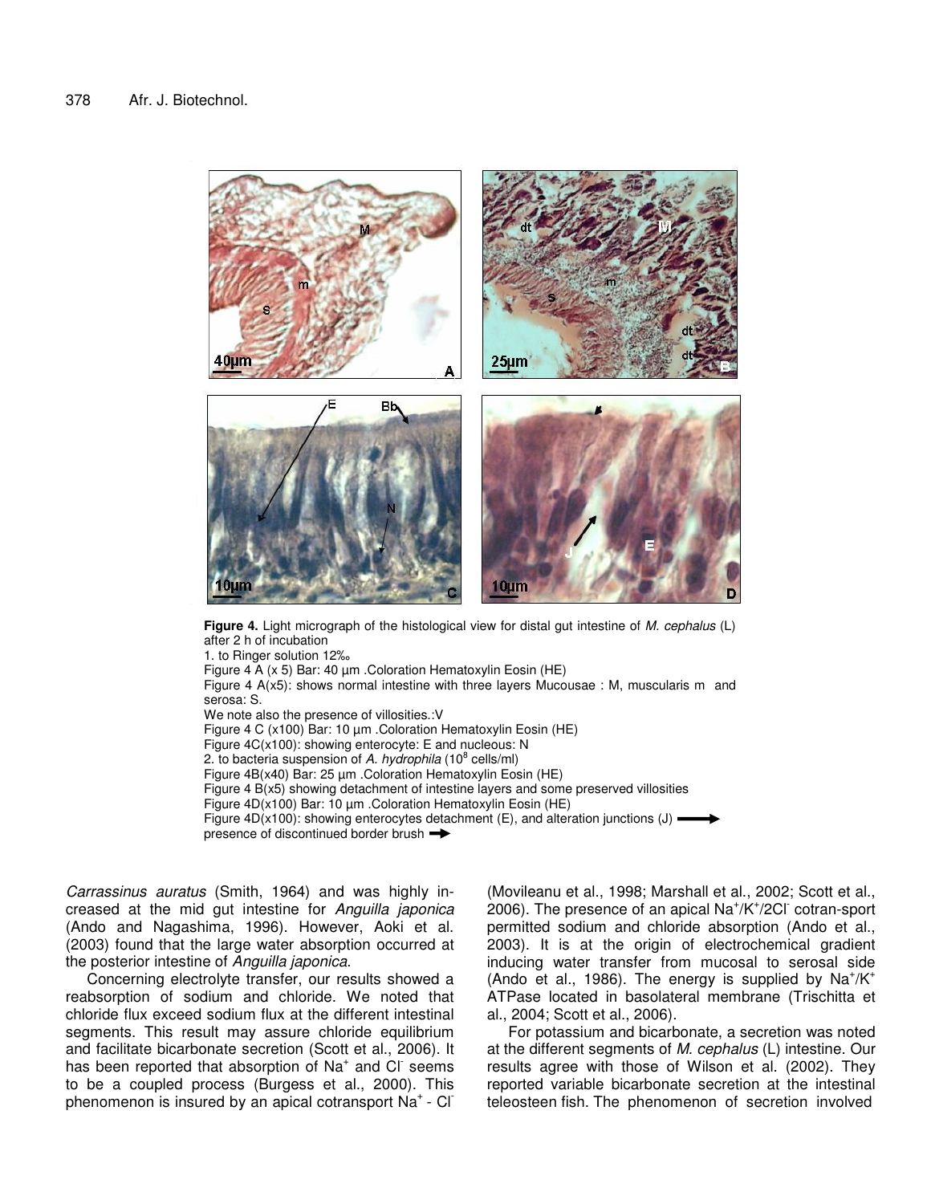**Figure 4.** Light micrograph of the histological view for distal gut intestine of *M. cephalus* (L) after 2 h of incubation

1. to Ringer solution 12‰

Figure 4 A (x 5) Bar: 40 µm .Coloration Hematoxylin Eosin (HE)

Figure 4 A(x5): shows normal intestine with three layers Mucousae : M, muscularis m and serosa: S.

We note also the presence of villosities.:V

Figure 4 C (x100) Bar: 10 µm .Coloration Hematoxylin Eosin (HE)

Figure 4C(x100): showing enterocyte: E and nucleous: N

2. to bacteria suspension of *A. hydrophila* ($10^8$ cells/ml)

Figure 4B(x40) Bar: 25 µm .Coloration Hematoxylin Eosin (HE)

Figure 4 B(x5) showing detachment of intestine layers and some preserved villosities

Figure 4D(x100) Bar: 10 µm .Coloration Hematoxylin Eosin (HE)

Figure 4D(x100): showing enterocytes detachment (E), and alteration junctions (J) ⟶

presence of discontinued border brush ➡

*Carrassinus auratus* (Smith, 1964) and was highly increased at the mid gut intestine for *Anguilla japonica* (Ando and Nagashima, 1996). However, Aoki et al. (2003) found that the large water absorption occurred at the posterior intestine of *Anguilla japonica*.

Concerning electrolyte transfer, our results showed a reabsorption of sodium and chloride. We noted that chloride flux exceed sodium flux at the different intestinal segments. This result may assure chloride equilibrium and facilitate bicarbonate secretion (Scott et al., 2006). It has been reported that absorption of $Na^+$ and $Cl^-$ seems to be a coupled process (Burgess et al., 2000). This phenomenon is insured by an apical cotransport $Na^+$ - $Cl^-$ (Movileanu et al., 1998; Marshall et al., 2002; Scott et al., 2006). The presence of an apical $Na^+/K^+/2Cl^-$ cotran-sport permitted sodium and chloride absorption (Ando et al., 2003). It is at the origin of electrochemical gradient inducing water transfer from mucosal to serosal side (Ando et al., 1986). The energy is supplied by $Na^+/K^+$ ATPase located in basolateral membrane (Trischitta et al., 2004; Scott et al., 2006).

For potassium and bicarbonate, a secretion was noted at the different segments of *M. cephalus* (L) intestine. Our results agree with those of Wilson et al. (2002). They reported variable bicarbonate secretion at the intestinal teleosteen fish. The phenomenon of secretion involved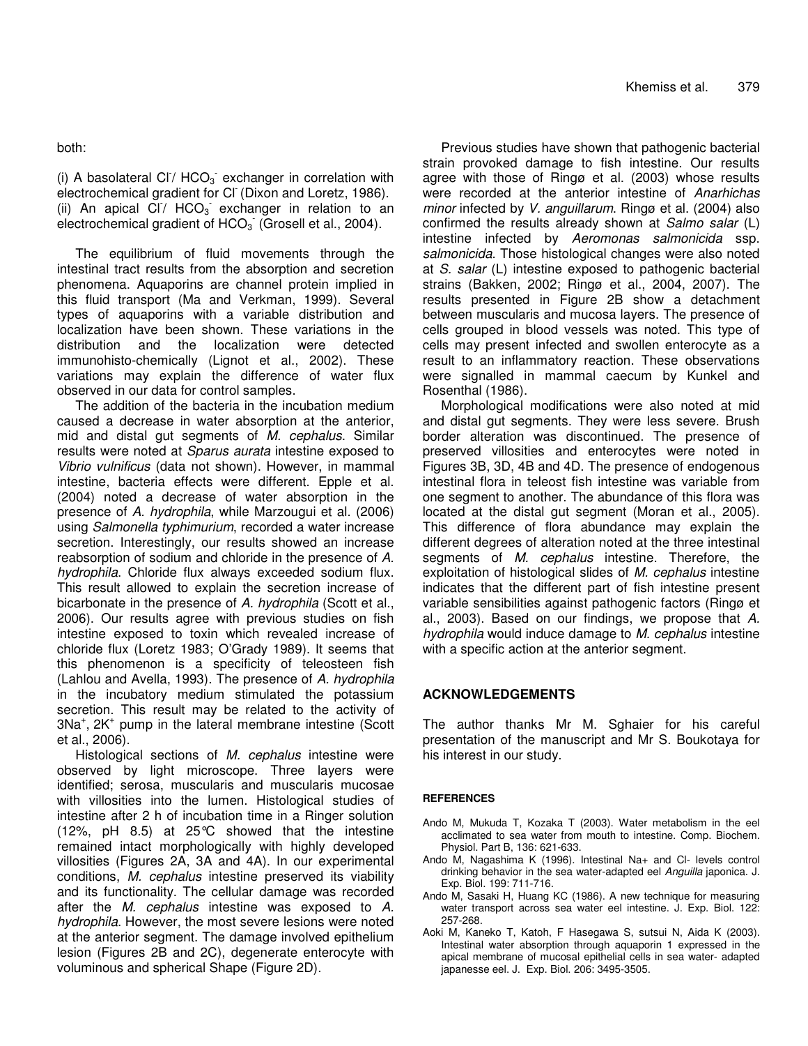both:

(i) A basolateral $Cl^-$/ $HCO_3^-$ exchanger in correlation with electrochemical gradient for $Cl^-$ (Dixon and Loretz, 1986).
(ii) An apical $Cl^-$/ $HCO_3^-$ exchanger in relation to an electrochemical gradient of $HCO_3^-$ (Grosell et al., 2004).

The equilibrium of fluid movements through the intestinal tract results from the absorption and secretion phenomena. Aquaporins are channel protein implied in this fluid transport (Ma and Verkman, 1999). Several types of aquaporins with a variable distribution and localization have been shown. These variations in the distribution and the localization were detected immunohisto-chemically (Lignot et al., 2002). These variations may explain the difference of water flux observed in our data for control samples.

The addition of the bacteria in the incubation medium caused a decrease in water absorption at the anterior, mid and distal gut segments of *M. cephalus*. Similar results were noted at *Sparus aurata* intestine exposed to *Vibrio vulnificus* (data not shown). However, in mammal intestine, bacteria effects were different. Epple et al. (2004) noted a decrease of water absorption in the presence of *A. hydrophila*, while Marzougui et al. (2006) using *Salmonella typhimurium*, recorded a water increase secretion. Interestingly, our results showed an increase reabsorption of sodium and chloride in the presence of *A. hydrophila*. Chloride flux always exceeded sodium flux. This result allowed to explain the secretion increase of bicarbonate in the presence of *A. hydrophila* (Scott et al., 2006). Our results agree with previous studies on fish intestine exposed to toxin which revealed increase of chloride flux (Loretz 1983; O'Grady 1989). It seems that this phenomenon is a specificity of teleosteen fish (Lahlou and Avella, 1993). The presence of *A. hydrophila* in the incubatory medium stimulated the potassium secretion. This result may be related to the activity of $3Na^+$, $2K^+$ pump in the lateral membrane intestine (Scott et al., 2006).

Histological sections of *M. cephalus* intestine were observed by light microscope. Three layers were identified; serosa, muscularis and muscularis mucosae with villosities into the lumen. Histological studies of intestine after 2 h of incubation time in a Ringer solution (12%, pH 8.5) at 25°C showed that the intestine remained intact morphologically with highly developed villosities (Figures 2A, 3A and 4A). In our experimental conditions, *M. cephalus* intestine preserved its viability and its functionality. The cellular damage was recorded after the *M. cephalus* intestine was exposed to *A. hydrophila*. However, the most severe lesions were noted at the anterior segment. The damage involved epithelium lesion (Figures 2B and 2C), degenerate enterocyte with voluminous and spherical Shape (Figure 2D).

Previous studies have shown that pathogenic bacterial strain provoked damage to fish intestine. Our results agree with those of Ringø et al. (2003) whose results were recorded at the anterior intestine of *Anarhichas minor* infected by *V. anguillarum*. Ringø et al. (2004) also confirmed the results already shown at *Salmo salar* (L) intestine infected by *Aeromonas salmonicida* ssp. *salmonicida*. Those histological changes were also noted at *S. salar* (L) intestine exposed to pathogenic bacterial strains (Bakken, 2002; Ringø et al., 2004, 2007). The results presented in Figure 2B show a detachment between muscularis and mucosa layers. The presence of cells grouped in blood vessels was noted. This type of cells may present infected and swollen enterocyte as a result to an inflammatory reaction. These observations were signalled in mammal caecum by Kunkel and Rosenthal (1986).

Morphological modifications were also noted at mid and distal gut segments. They were less severe. Brush border alteration was discontinued. The presence of preserved villosities and enterocytes were noted in Figures 3B, 3D, 4B and 4D. The presence of endogenous intestinal flora in teleost fish intestine was variable from one segment to another. The abundance of this flora was located at the distal gut segment (Moran et al., 2005). This difference of flora abundance may explain the different degrees of alteration noted at the three intestinal segments of *M. cephalus* intestine. Therefore, the exploitation of histological slides of *M. cephalus* intestine indicates that the different part of fish intestine present variable sensibilities against pathogenic factors (Ringø et al., 2003). Based on our findings, we propose that *A. hydrophila* would induce damage to *M. cephalus* intestine with a specific action at the anterior segment.

## ACKNOWLEDGEMENTS

The author thanks Mr M. Sghaier for his careful presentation of the manuscript and Mr S. Boukotaya for his interest in our study.

### REFERENCES

Ando M, Mukuda T, Kozaka T (2003). Water metabolism in the eel acclimated to sea water from mouth to intestine. Comp. Biochem. Physiol. Part B, 136: 621-633.

Ando M, Nagashima K (1996). Intestinal Na+ and Cl- levels control drinking behavior in the sea water-adapted eel *Anguilla* japonica. J. Exp. Biol. 199: 711-716.

Ando M, Sasaki H, Huang KC (1986). A new technique for measuring water transport across sea water eel intestine. J. Exp. Biol. 122: 257-268.

Aoki M, Kaneko T, Katoh, F Hasegawa S, sutsui N, Aida K (2003). Intestinal water absorption through aquaporin 1 expressed in the apical membrane of mucosal epithelial cells in sea water- adapted japanesse eel. J. Exp. Biol. 206: 3495-3505.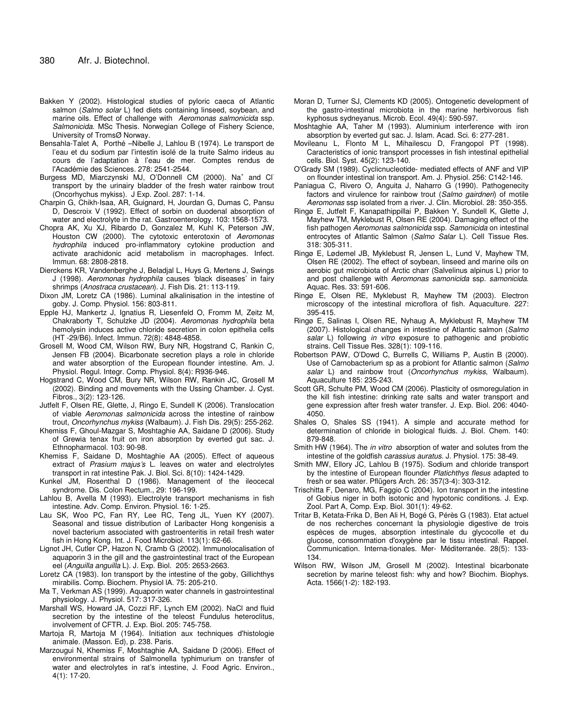Bakken Y (2002). Histological studies of pyloric caeca of Atlantic salmon (*Salmo solar* L) fed diets containing linseed, soybean, and marine oils. Effect of challenge with *Aeromonas salmonicida* ssp. *Salmonicida*. MSc Thesis. Norwegian College of Fishery Science, University of TromsØ Norway.

Bensahla-Talet A, Porthé –Nibelle J, Lahlou B (1974). Le transport de l'eau et du sodium par l'intestin isolé de la truite Salmo irideus au cours de l'adaptation à l'eau de mer. Comptes rendus de l'Académie des Sciences. 278: 2541-2544.

Burgess MD, Miarczynski MJ, O'Donnell CM (2000). $Na^+$ and $Cl^-$ transport by the urinairy bladder of the fresh water rainbow trout (Oncorhychus mykiss). J Exp. Zool. 287: 1-14.

Charpin G, Chikh-Isaa, AR, Guignard, H, Jourdan G, Dumas C, Pansu D, Descroix V (1992). Effect of sorbin on duodenal absorption of water and electrolyte in the rat. Gastroenterology. 103: 1568-1573.

Chopra AK, Xu XJ, Ribardo D, Gonzalez M, Kuhl K, Peterson JW, Houston CW (2000). The cytotoxic enterotoxin of *Aeromonas hydrophila* induced pro-inflammatory cytokine production and activate arachidonic acid metabolism in macrophages. Infect. Immun. 68: 2808-2818.

Dierckens KR, Vandenberghe J, Beladjal L, Huys G, Mertens J, Swings J (1998). *Aeromonas hydrophila* causes 'black diseases' in fairy shrimps (*Anostraca crustacean*). J. Fish Dis. 21: 113-119.

Dixon JM, Loretz CA (1986). Luminal alkalinisation in the intestine of goby. J. Comp. Physiol. 156: 803-811.

Epple HJ, Mankertz J, Ignatius R, Liesenfeld O, Fromm M, Zeitz M, Chakraborty T, Schulzke JD (2004). *Aeromonas hydrophila* beta hemolysin induces active chloride secretion in colon epithelia cells (HT -29/B6). Infect. Immun. 72(8): 4848-4858.

Grosell M, Wood CM, Wilson RW, Bury NR, Hogstrand C, Rankin C, Jensen FB (2004). Bicarbonate secretion plays a role in chloride and water absorption of the European flounder intestine. Am. J. Physiol. Regul. Integr. Comp. Physiol. 8(4): R936-946.

Hogstrand C, Wood CM, Bury NR, Wilson RW, Rankin JC, Grosell M (2002). Binding and movements with the Ussing Chamber. J. Cyst. Fibros., 3(2): 123-126.

Jutfelt F, Olsen RE, Glette, J, Ringo E, Sundell K (2006). Translocation of viable *Aeromonas salmonicida* across the intestine of rainbow trout, *Oncorhynchus mykiss* (Walbaum). J. Fish Dis. 29(5): 255-262.

Khemiss F, Ghoul-Mazgar S, Moshtaghie AA, Saidane D (2006). Study of Grewia tenax fruit on iron absorption by everted gut sac. J. Ethnopharmacol. 103: 90-98.

Khemiss F, Saidane D, Moshtaghie AA (2005). Effect of aqueous extract of *Prasium majus's* L. leaves on water and electrolytes transport in rat intestine Pak. J. Biol. Sci. 8(10): 1424-1429.

Kunkel JM, Rosenthal D (1986). Management of the ileocecal syndrome. Dis. Colon Rectum., 29: 196-199.

Lahlou B, Avella M (1993). Electrolyte transport mechanisms in fish intestine. Adv. Comp. Environ. Physiol. 16: 1-25.

Lau SK, Woo PC, Fan RY, Lee RC, Teng JL, Yuen KY (2007). Seasonal and tissue distribution of Laribacter Hong kongenisis a novel bacterium associated with gastroenteritis in retail fresh water fish in Hong Kong. Int. J. Food Microbiol. 113(1): 62-66.

Lignot JH, Cutler CP, Hazon N, Cramb G (2002). Immunolocalisation of aquaporin 3 in the gill and the gastrointestinal tract of the European eel (*Anguilla anguilla* L). J. Exp. Biol. 205: 2653-2663.

Loretz CA (1983). Ion transport by the intestine of the goby, Gillichthys mirabilis. Comp. Biochem. Physiol IA. 75: 205-210.

Ma T, Verkman AS (1999). Aquaporin water channels in gastrointestinal physiology. J. Physiol. 517: 317-326.

Marshall WS, Howard JA, Cozzi RF, Lynch EM (2002). NaCl and fluid secretion by the intestine of the teleost Fundulus heteroclitus, involvement of CFTR. J. Exp. Biol. 205: 745-758.

Martoja R, Martoja M (1964). Initiation aux techniques d'histologie animale. (Masson. Ed), p. 238. Paris.

Marzougui N, Khemiss F, Moshtaghie AA, Saidane D (2006). Effect of environmental strains of Salmonella typhimurium on transfer of water and electrolytes in rat's intestine, J. Food Agric. Environ., 4(1): 17-20.

Moran D, Turner SJ, Clements KD (2005). Ontogenetic development of the gastro-intestinal microbiota in the marine herbivorous fish kyphosus sydneyanus. Microb. Ecol. 49(4): 590-597.

Moshtaghie AA, Taher M (1993). Aluminium interference with iron absorption by everted gut sac. J. Islam. Acad. Sci. 6: 277-281.

Movileanu L, Flonto M L, Mihailescu D, Frangopol PT (1998). Caracteristics of ionic transport processes in fish intestinal epithelial cells. Biol. Syst. 45(2): 123-140.

O'Grady SM (1989). Cyclicnucleotide- mediated effects of ANF and VIP on flounder intestinal ion transport. Am. J. Physiol. 256: C142-146.

Paniagua C, Rivero O, Anguita J, Naharro G (1990). Pathogenecity factors and virulence for rainbow trout (*Salmo gairdneri*) of motile *Aeromonas* ssp isolated from a river. J. Clin. Microbiol. 28: 350-355.

Ringø E, Jutfelt F, Kanapathippillai P, Bakken Y, Sundell K, Glette J, Mayhew TM, Myklebust R, Olsen RE (2004). Damaging effect of the fish pathogen *Aeromonas salmonicida* ssp. *Samonicida* on intestinal entrocytes of Atlantic Salmon (*Salmo Salar* L). Cell Tissue Res. 318: 305-311.

Ringø E, Lødemel JB, Myklebust R, Jensen L, Lund V, Mayhew TM, Olsen RE (2002). The effect of soybean, linseed and marine oils on aerobic gut microbiota of Arctic charr (Salvelinus alpinus L) prior to and post challenge with *Aeromonas samonicida* ssp. *samonicida*. Aquac. Res. 33: 591-606.

Ringø E, Olsen RE, Myklebust R, Mayhew TM (2003). Electron microscopy of the intestinal microflora of fish. Aquaculture. 227: 395-415.

Ringø E, Salinas I, Olsen RE, Nyhaug A, Myklebust R, Mayhew TM (2007). Histological changes in intestine of Atlantic salmon (*Salmo salar* L) following *in vitro* exposure to pathogenic and probiotic strains. Cell Tissue Res. 328(1): 109-116.

Robertson PAW, O'Dowd C, Burrells C, Williams P, Austin B (2000). Use of Carnobacterium sp as a probiont for Atlantic salmon (*Salmo salar* L) and rainbow trout (*Oncorhynchus mykiss*, Walbaum). Aquaculture 185: 235-243.

Scott GR, Schulte PM, Wood CM (2006). Plasticity of osmoregulation in the kill fish intestine: drinking rate salts and water transport and gene expression after fresh water transfer. J. Exp. Biol. 206: 4040-4050.

Shales O, Shales SS (1941). A simple and accurate method for determination of chloride in biological fluids. J. Biol. Chem. 140: 879-848.

Smith HW (1964). The *in vitro* absorption of water and solutes from the intestine of the goldfish *carassius auratus*. J. Physiol. 175: 38-49.

Smith MW, Ellory JC, Lahlou B (1975). Sodium and chloride transport by the intestine of European flounder *Platichthys flesus* adapted to fresh or sea water. Pflügers Arch. 26: 357(3-4): 303-312.

Trischitta F, Denaro, MG, Faggio C (2004). Ion transport in the intestine of Gobius niger in both isotonic and hypotonic conditions. J. Exp. Zool. Part A, Comp. Exp. Biol. 301(1): 49-62.

Tritar B, Ketata-Frika D, Ben Ali H, Bogé G, Pérès G (1983). Etat actuel de nos recherches concernant la physiologie digestive de trois espèces de muges, absorption intestinale du glycocolle et du glucose, consommation d'oxygène par le tissu intestinal. Rappel. Communication. Interna-tionales. Mer- Méditerranée. 28(5): 133-134.

Wilson RW, Wilson JM, Grosell M (2002). Intestinal bicarbonate secretion by marine teleost fish: why and how? Biochim. Biophys. Acta. 1566(1-2): 182-193.